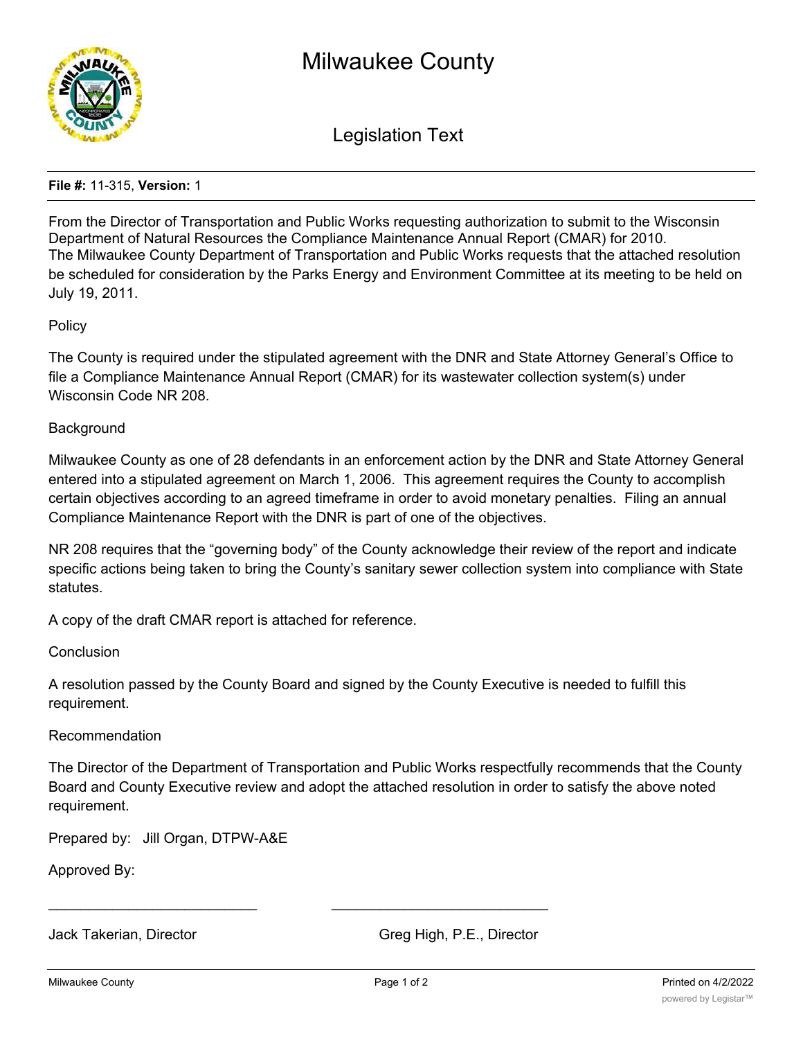# Milwaukee County

## Legislation Text

**File #:** 11-315, **Version:** 1

From the Director of Transportation and Public Works requesting authorization to submit to the Wisconsin Department of Natural Resources the Compliance Maintenance Annual Report (CMAR) for 2010.
The Milwaukee County Department of Transportation and Public Works requests that the attached resolution be scheduled for consideration by the Parks Energy and Environment Committee at its meeting to be held on July 19, 2011.

Policy

The County is required under the stipulated agreement with the DNR and State Attorney General's Office to file a Compliance Maintenance Annual Report (CMAR) for its wastewater collection system(s) under Wisconsin Code NR 208.

Background

Milwaukee County as one of 28 defendants in an enforcement action by the DNR and State Attorney General entered into a stipulated agreement on March 1, 2006. This agreement requires the County to accomplish certain objectives according to an agreed timeframe in order to avoid monetary penalties. Filing an annual Compliance Maintenance Report with the DNR is part of one of the objectives.

NR 208 requires that the "governing body" of the County acknowledge their review of the report and indicate specific actions being taken to bring the County's sanitary sewer collection system into compliance with State statutes.

A copy of the draft CMAR report is attached for reference.

Conclusion

A resolution passed by the County Board and signed by the County Executive is needed to fulfill this requirement.

Recommendation

The Director of the Department of Transportation and Public Works respectfully recommends that the County Board and County Executive review and adopt the attached resolution in order to satisfy the above noted requirement.

Prepared by: Jill Organ, DTPW-A&E

Approved By:

\_\_\_\_\_\_\_\_\_\_\_\_\_\_\_\_\_\_\_\_\_\_\_\_\_\_\_ \_\_\_\_\_\_\_\_\_\_\_\_\_\_\_\_\_\_\_\_\_\_\_\_\_\_\_

Jack Takerian, Director Greg High, P.E., Director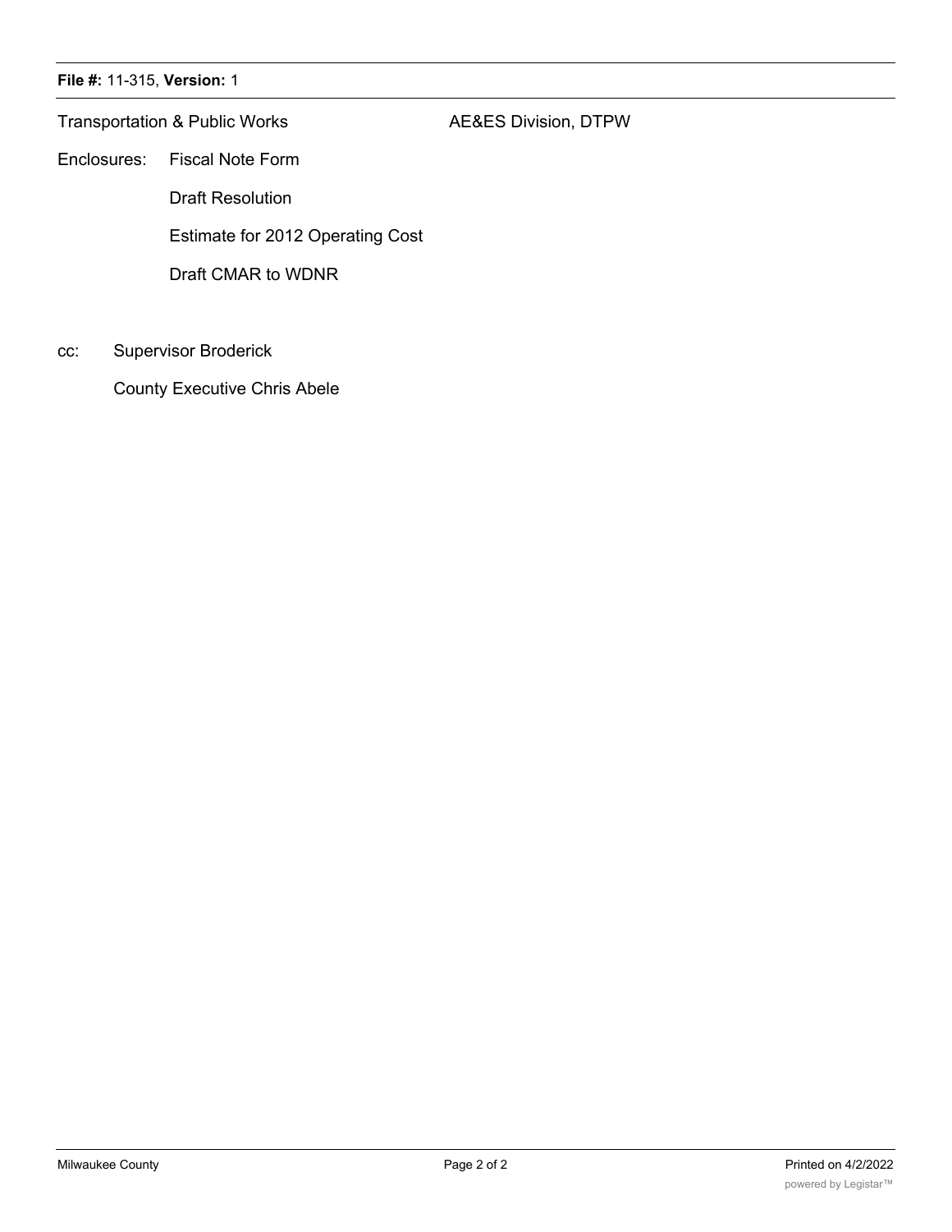Transportation & Public Works AE&ES Division, DTPW

Enclosures: Fiscal Note Form

Draft Resolution

Estimate for 2012 Operating Cost

Draft CMAR to WDNR

cc: Supervisor Broderick

County Executive Chris Abele